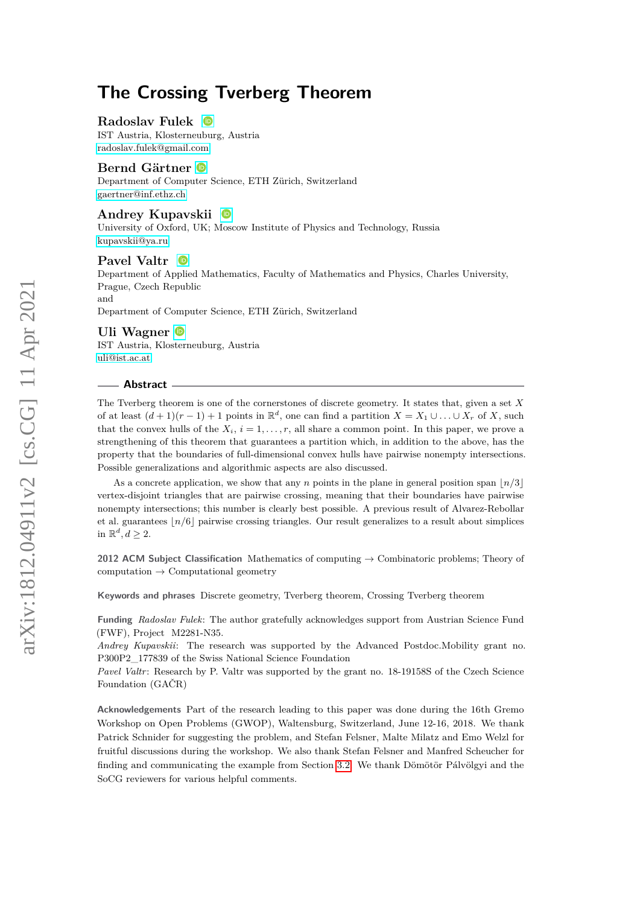# The Crossing Tverberg Theorem

**Radoslav Fulek**
IST Austria, Klosterneuburg, Austria
radoslav.fulek@gmail.com

**Bernd Gärtner**
Department of Computer Science, ETH Zürich, Switzerland
gaertner@inf.ethz.ch

**Andrey Kupavskii**
University of Oxford, UK; Moscow Institute of Physics and Technology, Russia
kupavskii@ya.ru

**Pavel Valtr**
Department of Applied Mathematics, Faculty of Mathematics and Physics, Charles University, Prague, Czech Republic
and
Department of Computer Science, ETH Zürich, Switzerland

**Uli Wagner**
IST Austria, Klosterneuburg, Austria
uli@ist.ac.at

## Abstract

The Tverberg theorem is one of the cornerstones of discrete geometry. It states that, given a set $X$ of at least $(d+1)(r-1)+1$ points in $\mathbb{R}^d$, one can find a partition $X = X_1 \cup \ldots \cup X_r$ of $X$, such that the convex hulls of the $X_i$, $i = 1, \ldots, r$, all share a common point. In this paper, we prove a strengthening of this theorem that guarantees a partition which, in addition to the above, has the property that the boundaries of full-dimensional convex hulls have pairwise nonempty intersections. Possible generalizations and algorithmic aspects are also discussed.

As a concrete application, we show that any $n$ points in the plane in general position span $\lfloor n/3 \rfloor$ vertex-disjoint triangles that are pairwise crossing, meaning that their boundaries have pairwise nonempty intersections; this number is clearly best possible. A previous result of Alvarez-Rebollar et al. guarantees $\lfloor n/6 \rfloor$ pairwise crossing triangles. Our result generalizes to a result about simplices in $\mathbb{R}^d, d \geq 2$.

**2012 ACM Subject Classification** Mathematics of computing → Combinatoric problems; Theory of computation → Computational geometry

**Keywords and phrases** Discrete geometry, Tverberg theorem, Crossing Tverberg theorem

**Funding** *Radoslav Fulek*: The author gratefully acknowledges support from Austrian Science Fund (FWF), Project M2281-N35.
*Andrey Kupavskii*: The research was supported by the Advanced Postdoc.Mobility grant no. P300P2_177839 of the Swiss National Science Foundation
*Pavel Valtr*: Research by P. Valtr was supported by the grant no. 18-19158S of the Czech Science Foundation (GAČR)

**Acknowledgements** Part of the research leading to this paper was done during the 16th Gremo Workshop on Open Problems (GWOP), Waltensburg, Switzerland, June 12-16, 2018. We thank Patrick Schnider for suggesting the problem, and Stefan Felsner, Malte Milatz and Emo Welzl for fruitful discussions during the workshop. We also thank Stefan Felsner and Manfred Scheucher for finding and communicating the example from Section 3.2. We thank Dömötör Pálvölgyi and the SoCG reviewers for various helpful comments.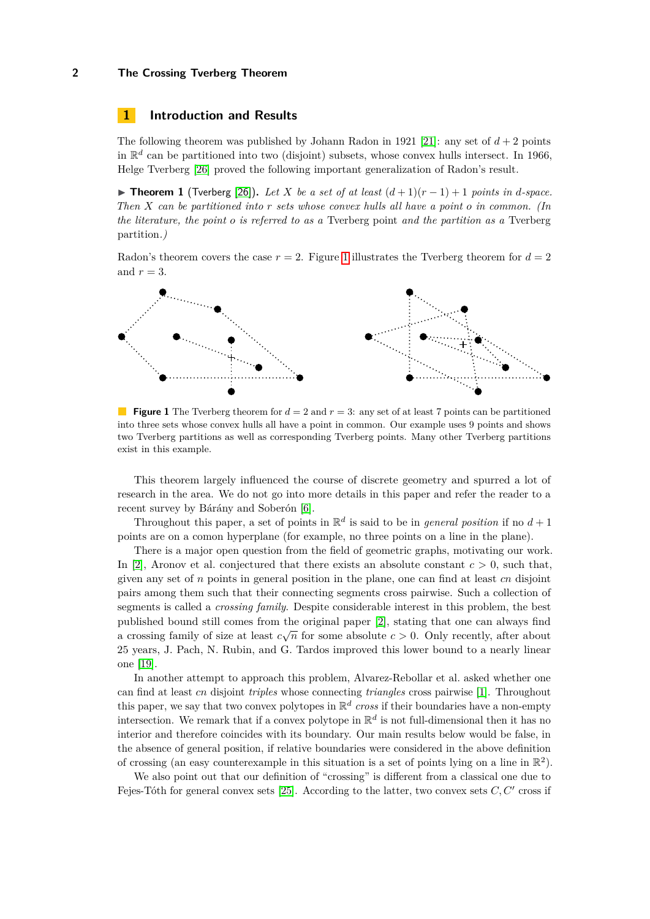## 1 Introduction and Results

The following theorem was published by Johann Radon in 1921 [21]: any set of $d+2$ points in $\mathbb{R}^d$ can be partitioned into two (disjoint) subsets, whose convex hulls intersect. In 1966, Helge Tverberg [26] proved the following important generalization of Radon's result.

▶ **Theorem 1** (Tverberg [26]). *Let $X$ be a set of at least $(d+1)(r-1)+1$ points in $d$-space. Then $X$ can be partitioned into $r$ sets whose convex hulls all have a point $o$ in common. (In the literature, the point $o$ is referred to as a* Tverberg point *and the partition as a* Tverberg partition.*)*

Radon's theorem covers the case $r = 2$. Figure 1 illustrates the Tverberg theorem for $d = 2$ and $r = 3$.

**Figure 1** The Tverberg theorem for $d = 2$ and $r = 3$: any set of at least 7 points can be partitioned into three sets whose convex hulls all have a point in common. Our example uses 9 points and shows two Tverberg partitions as well as corresponding Tverberg points. Many other Tverberg partitions exist in this example.

This theorem largely influenced the course of discrete geometry and spurred a lot of research in the area. We do not go into more details in this paper and refer the reader to a recent survey by Bárány and Soberón [6].

Throughout this paper, a set of points in $\mathbb{R}^d$ is said to be in *general position* if no $d+1$ points are on a comon hyperplane (for example, no three points on a line in the plane).

There is a major open question from the field of geometric graphs, motivating our work. In [2], Aronov et al. conjectured that there exists an absolute constant $c > 0$, such that, given any set of $n$ points in general position in the plane, one can find at least $cn$ disjoint pairs among them such that their connecting segments cross pairwise. Such a collection of segments is called a *crossing family*. Despite considerable interest in this problem, the best published bound still comes from the original paper [2], stating that one can always find a crossing family of size at least $c\sqrt{n}$ for some absolute $c > 0$. Only recently, after about 25 years, J. Pach, N. Rubin, and G. Tardos improved this lower bound to a nearly linear one [19].

In another attempt to approach this problem, Alvarez-Rebollar et al. asked whether one can find at least $cn$ disjoint *triples* whose connecting *triangles* cross pairwise [1]. Throughout this paper, we say that two convex polytopes in $\mathbb{R}^d$ *cross* if their boundaries have a non-empty intersection. We remark that if a convex polytope in $\mathbb{R}^d$ is not full-dimensional then it has no interior and therefore coincides with its boundary. Our main results below would be false, in the absence of general position, if relative boundaries were considered in the above definition of crossing (an easy counterexample in this situation is a set of points lying on a line in $\mathbb{R}^2$).

We also point out that our definition of "crossing" is different from a classical one due to Fejes-Tóth for general convex sets [25]. According to the latter, two convex sets $C, C'$ cross if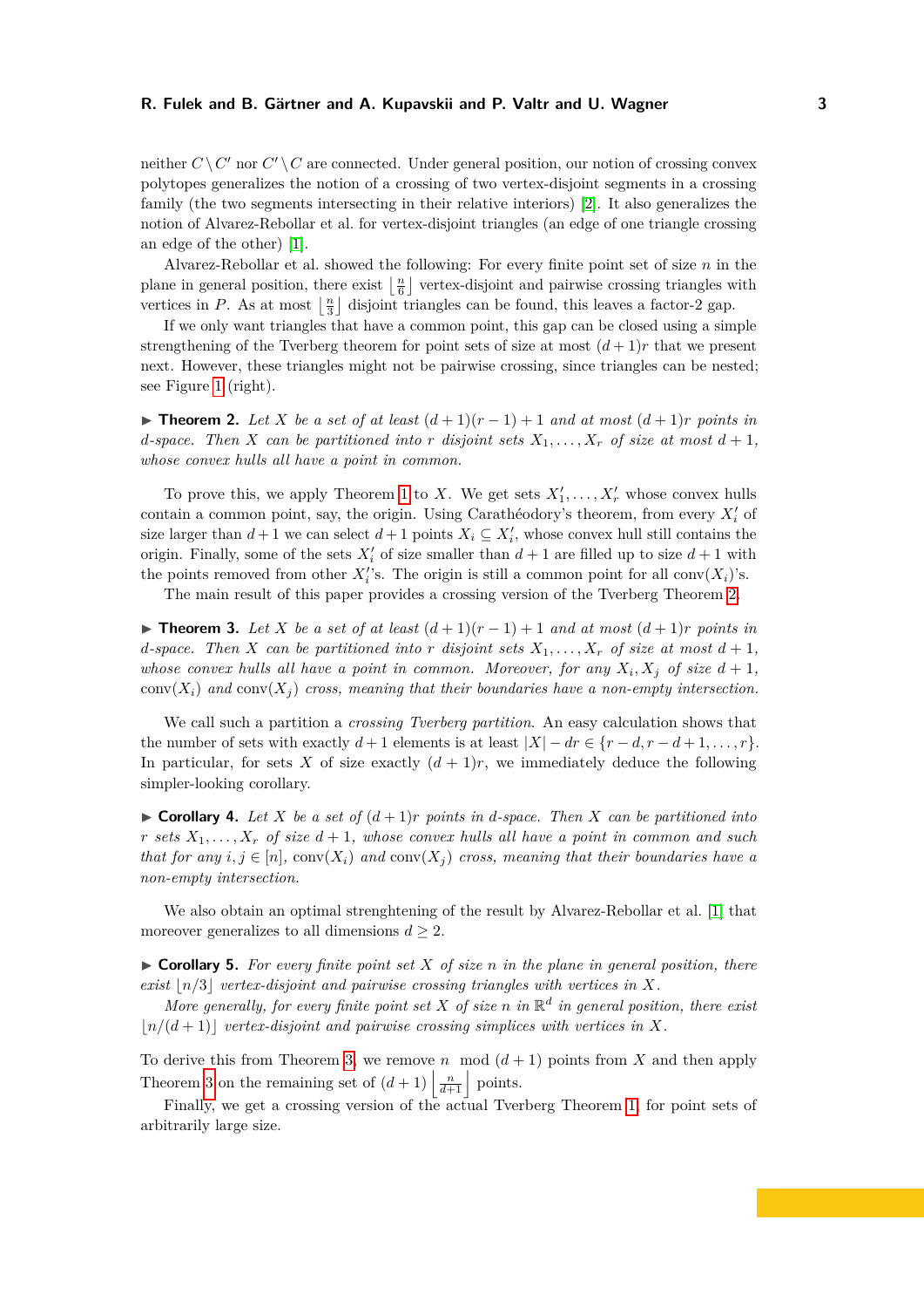neither $C \setminus C'$ nor $C' \setminus C$ are connected. Under general position, our notion of crossing convex polytopes generalizes the notion of a crossing of two vertex-disjoint segments in a crossing family (the two segments intersecting in their relative interiors) [2]. It also generalizes the notion of Alvarez-Rebollar et al. for vertex-disjoint triangles (an edge of one triangle crossing an edge of the other) [1].

Alvarez-Rebollar et al. showed the following: For every finite point set of size $n$ in the plane in general position, there exist $\lfloor \frac{n}{6} \rfloor$ vertex-disjoint and pairwise crossing triangles with vertices in $P$. As at most $\lfloor \frac{n}{3} \rfloor$ disjoint triangles can be found, this leaves a factor-2 gap.

If we only want triangles that have a common point, this gap can be closed using a simple strengthening of the Tverberg theorem for point sets of size at most $(d+1)r$ that we present next. However, these triangles might not be pairwise crossing, since triangles can be nested; see Figure 1 (right).

▶ **Theorem 2.** *Let $X$ be a set of at least $(d+1)(r-1)+1$ and at most $(d+1)r$ points in $d$-space. Then $X$ can be partitioned into $r$ disjoint sets $X_1, \ldots, X_r$ of size at most $d+1$, whose convex hulls all have a point in common.*

To prove this, we apply Theorem 1 to $X$. We get sets $X'_1, \ldots, X'_r$ whose convex hulls contain a common point, say, the origin. Using Carathéodory's theorem, from every $X'_i$ of size larger than $d+1$ we can select $d+1$ points $X_i \subseteq X'_i$, whose convex hull still contains the origin. Finally, some of the sets $X'_i$ of size smaller than $d+1$ are filled up to size $d+1$ with the points removed from other $X'_i$'s. The origin is still a common point for all $\mathrm{conv}(X_i)$'s.

The main result of this paper provides a crossing version of the Tverberg Theorem 2.

▶ **Theorem 3.** *Let $X$ be a set of at least $(d+1)(r-1)+1$ and at most $(d+1)r$ points in $d$-space. Then $X$ can be partitioned into $r$ disjoint sets $X_1, \ldots, X_r$ of size at most $d+1$, whose convex hulls all have a point in common. Moreover, for any $X_i, X_j$ of size $d+1$, $\mathrm{conv}(X_i)$ and $\mathrm{conv}(X_j)$ cross, meaning that their boundaries have a non-empty intersection.*

We call such a partition a *crossing Tverberg partition*. An easy calculation shows that the number of sets with exactly $d+1$ elements is at least $|X| - dr \in \{r-d, r-d+1, \ldots, r\}$. In particular, for sets $X$ of size exactly $(d+1)r$, we immediately deduce the following simpler-looking corollary.

▶ **Corollary 4.** *Let $X$ be a set of $(d+1)r$ points in $d$-space. Then $X$ can be partitioned into $r$ sets $X_1, \ldots, X_r$ of size $d+1$, whose convex hulls all have a point in common and such that for any $i, j \in [n]$, $\mathrm{conv}(X_i)$ and $\mathrm{conv}(X_j)$ cross, meaning that their boundaries have a non-empty intersection.*

We also obtain an optimal strenghtening of the result by Alvarez-Rebollar et al. [1] that moreover generalizes to all dimensions $d \geq 2$.

▶ **Corollary 5.** *For every finite point set $X$ of size $n$ in the plane in general position, there exist $\lfloor n/3 \rfloor$ vertex-disjoint and pairwise crossing triangles with vertices in $X$.*

*More generally, for every finite point set $X$ of size $n$ in $\mathbb{R}^d$ in general position, there exist $\lfloor n/(d+1) \rfloor$ vertex-disjoint and pairwise crossing simplices with vertices in $X$.*

To derive this from Theorem 3, we remove $n \mod (d+1)$ points from $X$ and then apply Theorem 3 on the remaining set of $(d+1)\left\lfloor \frac{n}{d+1} \right\rfloor$ points.

Finally, we get a crossing version of the actual Tverberg Theorem 1, for point sets of arbitrarily large size.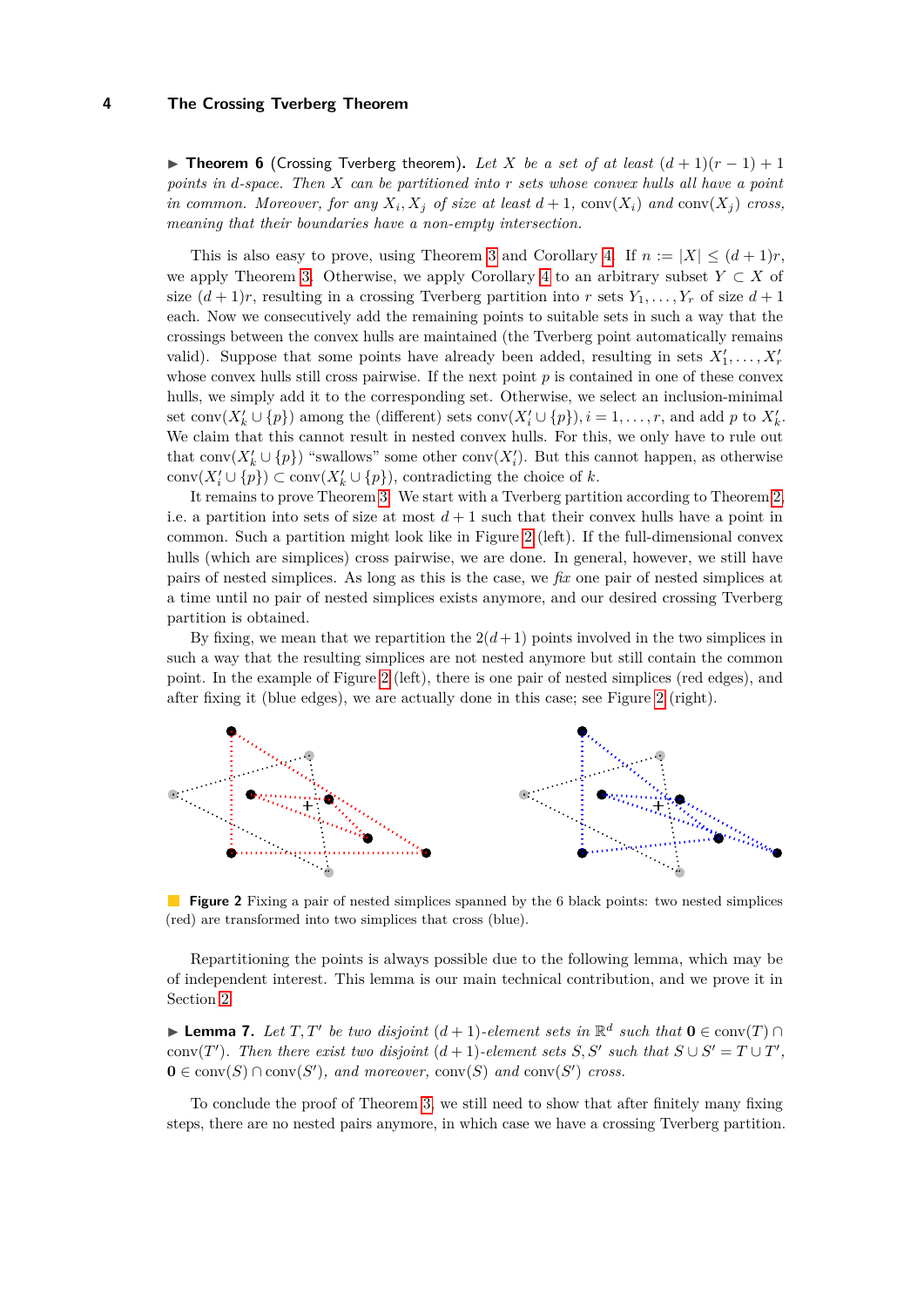▶ **Theorem 6** (Crossing Tverberg theorem). *Let $X$ be a set of at least $(d+1)(r-1)+1$ points in $d$-space. Then $X$ can be partitioned into $r$ sets whose convex hulls all have a point in common. Moreover, for any $X_i, X_j$ of size at least $d+1$, $\text{conv}(X_i)$ and $\text{conv}(X_j)$ cross, meaning that their boundaries have a non-empty intersection.*

This is also easy to prove, using Theorem 3 and Corollary 4. If $n := |X| \leq (d+1)r$, we apply Theorem 3. Otherwise, we apply Corollary 4 to an arbitrary subset $Y \subset X$ of size $(d+1)r$, resulting in a crossing Tverberg partition into $r$ sets $Y_1, \ldots, Y_r$ of size $d+1$ each. Now we consecutively add the remaining points to suitable sets in such a way that the crossings between the convex hulls are maintained (the Tverberg point automatically remains valid). Suppose that some points have already been added, resulting in sets $X'_1, \ldots, X'_r$ whose convex hulls still cross pairwise. If the next point $p$ is contained in one of these convex hulls, we simply add it to the corresponding set. Otherwise, we select an inclusion-minimal set $\text{conv}(X'_k \cup \{p\})$ among the (different) sets $\text{conv}(X'_i \cup \{p\}), i = 1, \ldots, r$, and add $p$ to $X'_k$. We claim that this cannot result in nested convex hulls. For this, we only have to rule out that $\text{conv}(X'_k \cup \{p\})$ "swallows" some other $\text{conv}(X'_i)$. But this cannot happen, as otherwise $\text{conv}(X'_i \cup \{p\}) \subset \text{conv}(X'_k \cup \{p\})$, contradicting the choice of $k$.

It remains to prove Theorem 3. We start with a Tverberg partition according to Theorem 2, i.e. a partition into sets of size at most $d+1$ such that their convex hulls have a point in common. Such a partition might look like in Figure 2 (left). If the full-dimensional convex hulls (which are simplices) cross pairwise, we are done. In general, however, we still have pairs of nested simplices. As long as this is the case, we *fix* one pair of nested simplices at a time until no pair of nested simplices exists anymore, and our desired crossing Tverberg partition is obtained.

By fixing, we mean that we repartition the $2(d+1)$ points involved in the two simplices in such a way that the resulting simplices are not nested anymore but still contain the common point. In the example of Figure 2 (left), there is one pair of nested simplices (red edges), and after fixing it (blue edges), we are actually done in this case; see Figure 2 (right).

**Figure 2** Fixing a pair of nested simplices spanned by the 6 black points: two nested simplices (red) are transformed into two simplices that cross (blue).

Repartitioning the points is always possible due to the following lemma, which may be of independent interest. This lemma is our main technical contribution, and we prove it in Section 2.

▶ **Lemma 7.** *Let $T, T'$ be two disjoint $(d+1)$-element sets in $\mathbb{R}^d$ such that $\mathbf{0} \in \text{conv}(T) \cap \text{conv}(T')$. Then there exist two disjoint $(d+1)$-element sets $S, S'$ such that $S \cup S' = T \cup T'$, $\mathbf{0} \in \text{conv}(S) \cap \text{conv}(S')$, and moreover, $\text{conv}(S)$ and $\text{conv}(S')$ cross.*

To conclude the proof of Theorem 3, we still need to show that after finitely many fixing steps, there are no nested pairs anymore, in which case we have a crossing Tverberg partition.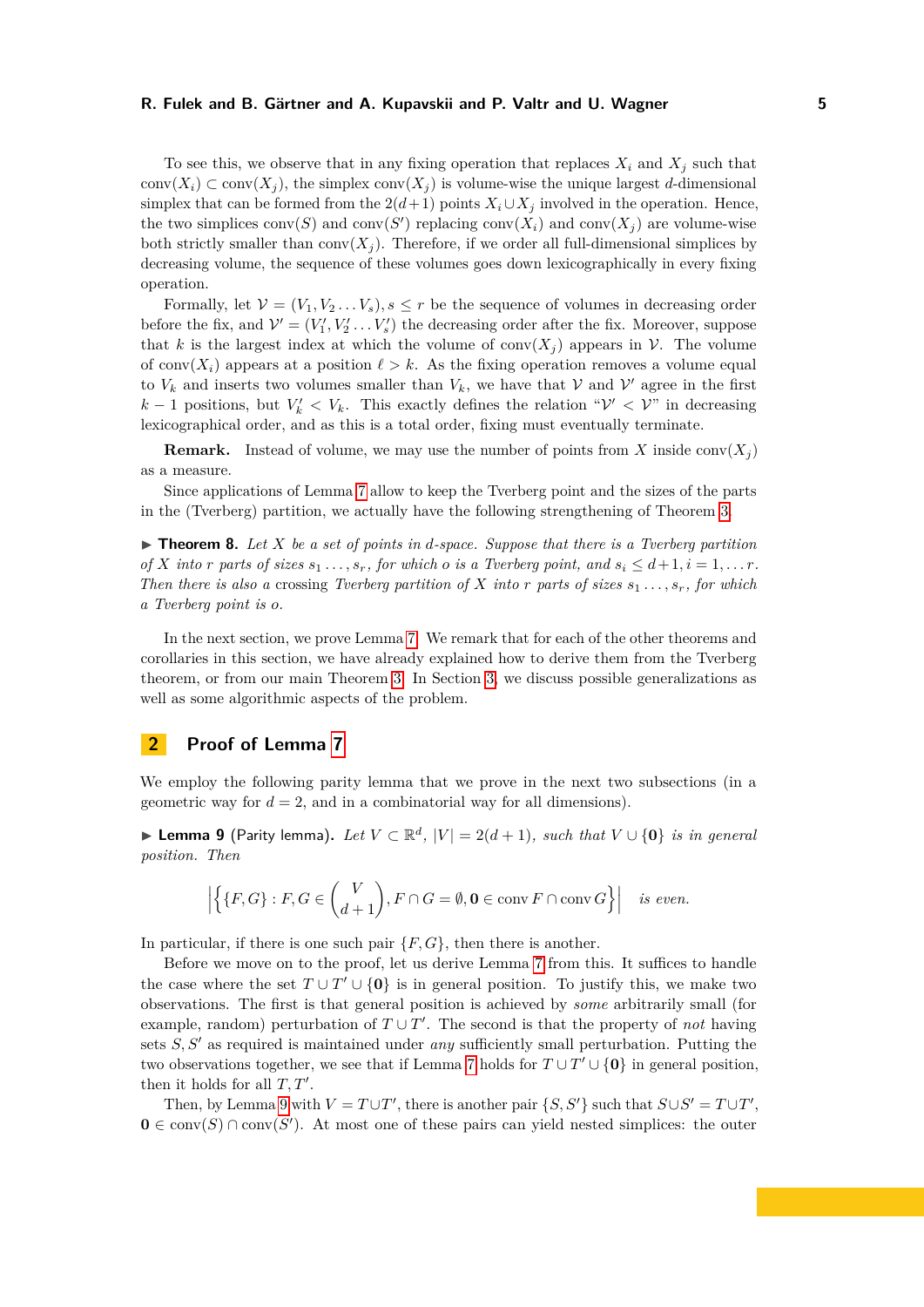To see this, we observe that in any fixing operation that replaces $X_i$ and $X_j$ such that $\text{conv}(X_i) \subset \text{conv}(X_j)$, the simplex $\text{conv}(X_j)$ is volume-wise the unique largest $d$-dimensional simplex that can be formed from the $2(d+1)$ points $X_i \cup X_j$ involved in the operation. Hence, the two simplices $\text{conv}(S)$ and $\text{conv}(S')$ replacing $\text{conv}(X_i)$ and $\text{conv}(X_j)$ are volume-wise both strictly smaller than $\text{conv}(X_j)$. Therefore, if we order all full-dimensional simplices by decreasing volume, the sequence of these volumes goes down lexicographically in every fixing operation.

Formally, let $\mathcal{V} = (V_1, V_2 \dots V_s), s \leq r$ be the sequence of volumes in decreasing order before the fix, and $\mathcal{V}' = (V_1', V_2' \dots V_s')$ the decreasing order after the fix. Moreover, suppose that $k$ is the largest index at which the volume of $\text{conv}(X_j)$ appears in $\mathcal{V}$. The volume of $\text{conv}(X_i)$ appears at a position $\ell > k$. As the fixing operation removes a volume equal to $V_k$ and inserts two volumes smaller than $V_k$, we have that $\mathcal{V}$ and $\mathcal{V}'$ agree in the first $k-1$ positions, but $V_k' < V_k$. This exactly defines the relation "$\mathcal{V}' < \mathcal{V}$" in decreasing lexicographical order, and as this is a total order, fixing must eventually terminate.

**Remark.** Instead of volume, we may use the number of points from $X$ inside $\text{conv}(X_j)$ as a measure.

Since applications of Lemma 7 allow to keep the Tverberg point and the sizes of the parts in the (Tverberg) partition, we actually have the following strengthening of Theorem 3.

▶ **Theorem 8.** *Let $X$ be a set of points in $d$-space. Suppose that there is a Tverberg partition of $X$ into $r$ parts of sizes $s_1 \dots, s_r$, for which $o$ is a Tverberg point, and $s_i \leq d+1, i = 1, \dots r$. Then there is also a* crossing *Tverberg partition of $X$ into $r$ parts of sizes $s_1 \dots, s_r$, for which a Tverberg point is $o$.*

In the next section, we prove Lemma 7. We remark that for each of the other theorems and corollaries in this section, we have already explained how to derive them from the Tverberg theorem, or from our main Theorem 3. In Section 3, we discuss possible generalizations as well as some algorithmic aspects of the problem.

## 2 Proof of Lemma 7

We employ the following parity lemma that we prove in the next two subsections (in a geometric way for $d = 2$, and in a combinatorial way for all dimensions).

▶ **Lemma 9** (Parity lemma). *Let $V \subset \mathbb{R}^d$, $|V| = 2(d+1)$, such that $V \cup \{\mathbf{0}\}$ is in general position. Then*

$$\left|\left\{\{F, G\} : F, G \in \binom{V}{d+1}, F \cap G = \emptyset, \mathbf{0} \in \text{conv}\, F \cap \text{conv}\, G\right\}\right| \quad \textit{is even.}$$

In particular, if there is one such pair $\{F, G\}$, then there is another.

Before we move on to the proof, let us derive Lemma 7 from this. It suffices to handle the case where the set $T \cup T' \cup \{\mathbf{0}\}$ is in general position. To justify this, we make two observations. The first is that general position is achieved by *some* arbitrarily small (for example, random) perturbation of $T \cup T'$. The second is that the property of *not* having sets $S, S'$ as required is maintained under *any* sufficiently small perturbation. Putting the two observations together, we see that if Lemma 7 holds for $T \cup T' \cup \{\mathbf{0}\}$ in general position, then it holds for all $T, T'$.

Then, by Lemma 9 with $V = T \cup T'$, there is another pair $\{S, S'\}$ such that $S \cup S' = T \cup T'$, $\mathbf{0} \in \text{conv}(S) \cap \text{conv}(S')$. At most one of these pairs can yield nested simplices: the outer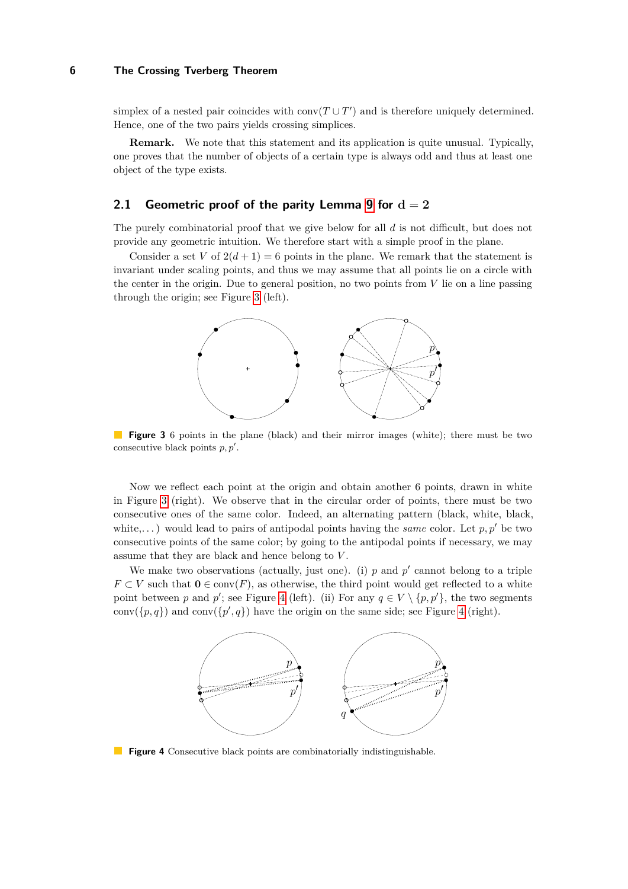simplex of a nested pair coincides with $\mathrm{conv}(T \cup T')$ and is therefore uniquely determined. Hence, one of the two pairs yields crossing simplices.

**Remark.** We note that this statement and its application is quite unusual. Typically, one proves that the number of objects of a certain type is always odd and thus at least one object of the type exists.

## 2.1 Geometric proof of the parity Lemma 9 for $d = 2$

The purely combinatorial proof that we give below for all $d$ is not difficult, but does not provide any geometric intuition. We therefore start with a simple proof in the plane.

Consider a set $V$ of $2(d+1) = 6$ points in the plane. We remark that the statement is invariant under scaling points, and thus we may assume that all points lie on a circle with the center in the origin. Due to general position, no two points from $V$ lie on a line passing through the origin; see Figure 3 (left).

**Figure 3** 6 points in the plane (black) and their mirror images (white); there must be two consecutive black points $p, p'$.

Now we reflect each point at the origin and obtain another 6 points, drawn in white in Figure 3 (right). We observe that in the circular order of points, there must be two consecutive ones of the same color. Indeed, an alternating pattern (black, white, black, white,...) would lead to pairs of antipodal points having the *same* color. Let $p, p'$ be two consecutive points of the same color; by going to the antipodal points if necessary, we may assume that they are black and hence belong to $V$.

We make two observations (actually, just one). (i) $p$ and $p'$ cannot belong to a triple $F \subset V$ such that $\mathbf{0} \in \mathrm{conv}(F)$, as otherwise, the third point would get reflected to a white point between $p$ and $p'$; see Figure 4 (left). (ii) For any $q \in V \setminus \{p, p'\}$, the two segments $\mathrm{conv}(\{p, q\})$ and $\mathrm{conv}(\{p', q\})$ have the origin on the same side; see Figure 4 (right).

**Figure 4** Consecutive black points are combinatorially indistinguishable.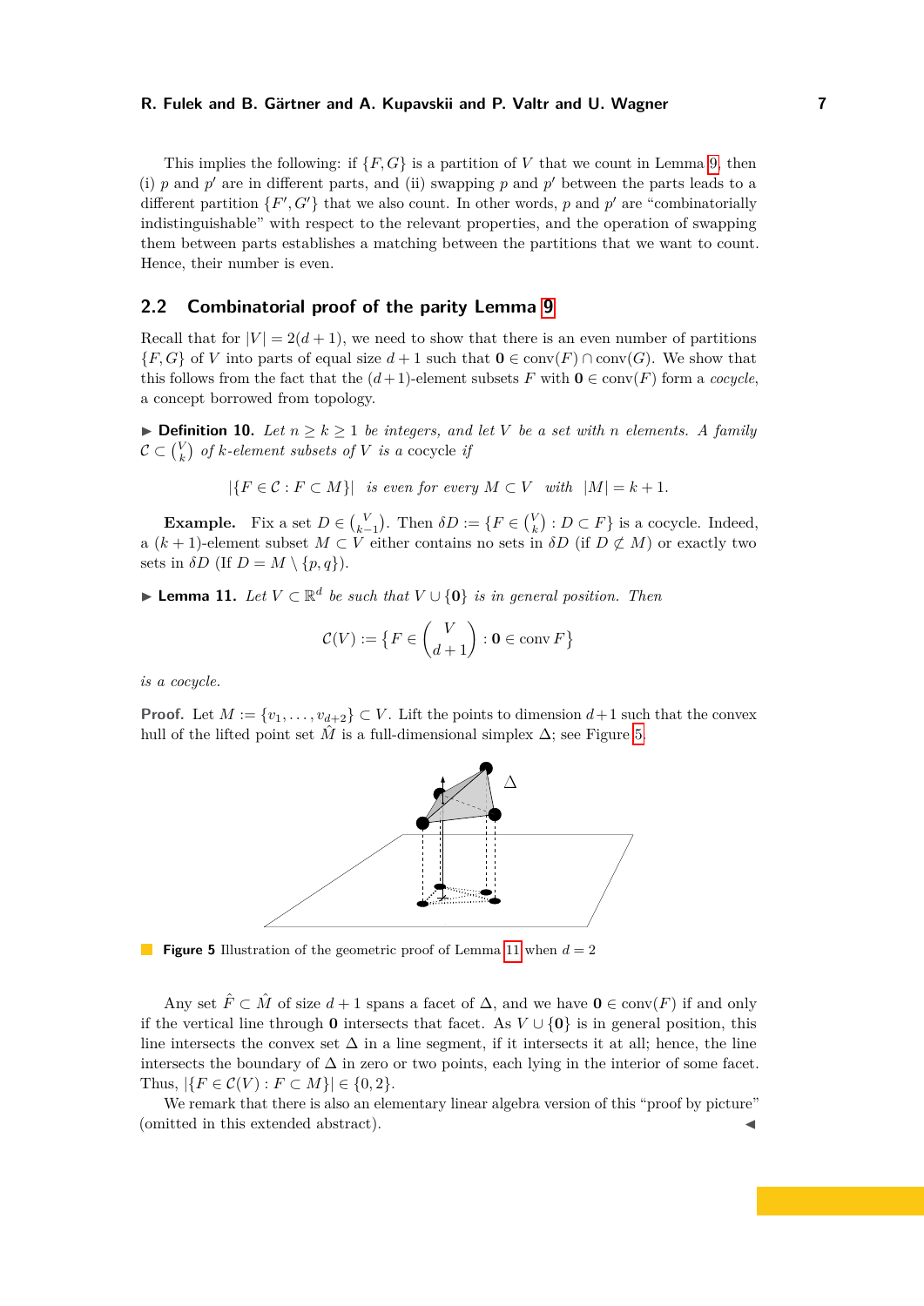This implies the following: if $\{F, G\}$ is a partition of $V$ that we count in Lemma 9, then (i) $p$ and $p'$ are in different parts, and (ii) swapping $p$ and $p'$ between the parts leads to a different partition $\{F', G'\}$ that we also count. In other words, $p$ and $p'$ are "combinatorially indistinguishable" with respect to the relevant properties, and the operation of swapping them between parts establishes a matching between the partitions that we want to count. Hence, their number is even.

## 2.2 Combinatorial proof of the parity Lemma 9

Recall that for $|V| = 2(d+1)$, we need to show that there is an even number of partitions $\{F, G\}$ of $V$ into parts of equal size $d+1$ such that $\mathbf{0} \in \operatorname{conv}(F) \cap \operatorname{conv}(G)$. We show that this follows from the fact that the $(d+1)$-element subsets $F$ with $\mathbf{0} \in \operatorname{conv}(F)$ form a *cocycle*, a concept borrowed from topology.

▶ **Definition 10.** *Let $n \geq k \geq 1$ be integers, and let $V$ be a set with $n$ elements. A family $\mathcal{C} \subset \binom{V}{k}$ of $k$-element subsets of $V$ is a* cocycle *if*

$$|\{F \in \mathcal{C} : F \subset M\}| \quad \textit{is even for every } M \subset V \quad \textit{with} \quad |M| = k+1.$$

**Example.** Fix a set $D \in \binom{V}{k-1}$. Then $\delta D := \{F \in \binom{V}{k} : D \subset F\}$ is a cocycle. Indeed, a $(k+1)$-element subset $M \subset V$ either contains no sets in $\delta D$ (if $D \not\subset M$) or exactly two sets in $\delta D$ (If $D = M \setminus \{p, q\}$).

▶ **Lemma 11.** *Let $V \subset \mathbb{R}^d$ be such that $V \cup \{\mathbf{0}\}$ is in general position. Then*

$$\mathcal{C}(V) := \{F \in \binom{V}{d+1} : \mathbf{0} \in \operatorname{conv} F\}$$

*is a cocycle.*

**Proof.** Let $M := \{v_1, \ldots, v_{d+2}\} \subset V$. Lift the points to dimension $d+1$ such that the convex hull of the lifted point set $\hat{M}$ is a full-dimensional simplex $\Delta$; see Figure 5.

**Figure 5** Illustration of the geometric proof of Lemma 11 when $d = 2$

Any set $\hat{F} \subset \hat{M}$ of size $d+1$ spans a facet of $\Delta$, and we have $\mathbf{0} \in \operatorname{conv}(F)$ if and only if the vertical line through $\mathbf{0}$ intersects that facet. As $V \cup \{\mathbf{0}\}$ is in general position, this line intersects the convex set $\Delta$ in a line segment, if it intersects it at all; hence, the line intersects the boundary of $\Delta$ in zero or two points, each lying in the interior of some facet. Thus, $|\{F \in \mathcal{C}(V) : F \subset M\}| \in \{0, 2\}$.

We remark that there is also an elementary linear algebra version of this "proof by picture" (omitted in this extended abstract). ◀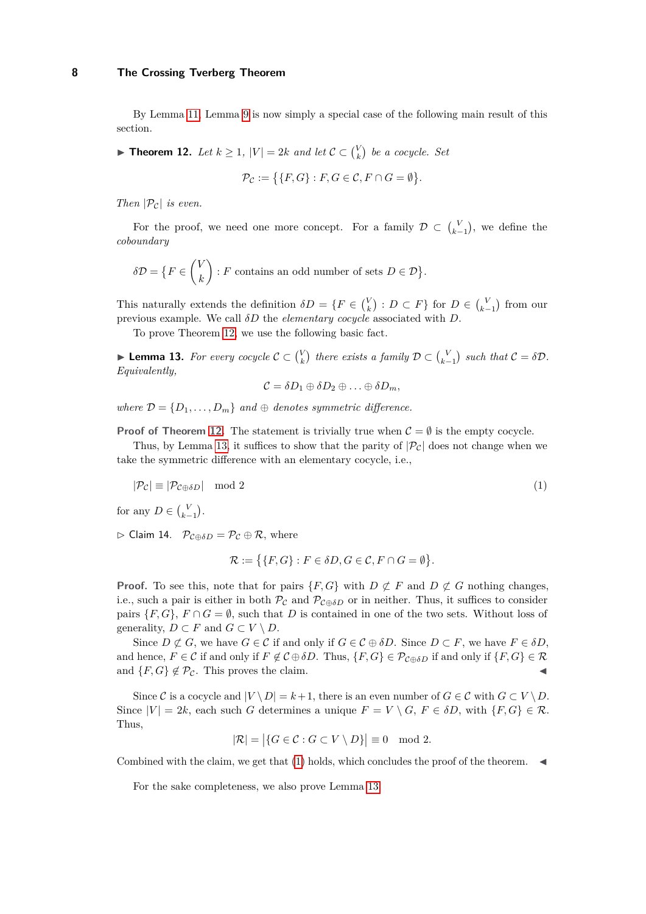By Lemma 11, Lemma 9 is now simply a special case of the following main result of this section.

▶ **Theorem 12.** *Let $k \geq 1$, $|V| = 2k$ and let $\mathcal{C} \subset \binom{V}{k}$ be a cocycle. Set*

$$\mathcal{P}_\mathcal{C} := \big\{\{F, G\} : F, G \in \mathcal{C}, F \cap G = \emptyset\big\}.$$

*Then $|\mathcal{P}_\mathcal{C}|$ is even.*

For the proof, we need one more concept. For a family $\mathcal{D} \subset \binom{V}{k-1}$, we define the *coboundary*

$$\delta\mathcal{D} = \big\{F \in \binom{V}{k} : F \text{ contains an odd number of sets } D \in \mathcal{D}\big\}.$$

This naturally extends the definition $\delta D = \{F \in \binom{V}{k} : D \subset F\}$ for $D \in \binom{V}{k-1}$ from our previous example. We call $\delta D$ the *elementary cocycle* associated with $D$.

To prove Theorem 12, we use the following basic fact.

▶ **Lemma 13.** *For every cocycle $\mathcal{C} \subset \binom{V}{k}$ there exists a family $\mathcal{D} \subset \binom{V}{k-1}$ such that $\mathcal{C} = \delta\mathcal{D}$. Equivalently,*

$$\mathcal{C} = \delta D_1 \oplus \delta D_2 \oplus \ldots \oplus \delta D_m,$$

*where $\mathcal{D} = \{D_1, \ldots, D_m\}$ and $\oplus$ denotes symmetric difference.*

**Proof of Theorem 12.** The statement is trivially true when $\mathcal{C} = \emptyset$ is the empty cocycle.

Thus, by Lemma 13, it suffices to show that the parity of $|\mathcal{P}_\mathcal{C}|$ does not change when we take the symmetric difference with an elementary cocycle, i.e.,

$$|\mathcal{P}_\mathcal{C}| \equiv |\mathcal{P}_{\mathcal{C}\oplus\delta D}| \mod 2 \tag{1}$$

for any $D \in \binom{V}{k-1}$.

▷ Claim 14. $\mathcal{P}_{\mathcal{C}\oplus\delta D} = \mathcal{P}_\mathcal{C} \oplus \mathcal{R}$, where

$$\mathcal{R} := \big\{\{F, G\} : F \in \delta D, G \in \mathcal{C}, F \cap G = \emptyset\big\}.$$

**Proof.** To see this, note that for pairs $\{F, G\}$ with $D \not\subset F$ and $D \not\subset G$ nothing changes, i.e., such a pair is either in both $\mathcal{P}_\mathcal{C}$ and $\mathcal{P}_{\mathcal{C}\oplus\delta D}$ or in neither. Thus, it suffices to consider pairs $\{F, G\}$, $F \cap G = \emptyset$, such that $D$ is contained in one of the two sets. Without loss of generality, $D \subset F$ and $G \subset V \setminus D$.

Since $D \not\subset G$, we have $G \in \mathcal{C}$ if and only if $G \in \mathcal{C} \oplus \delta D$. Since $D \subset F$, we have $F \in \delta D$, and hence, $F \in \mathcal{C}$ if and only if $F \notin \mathcal{C} \oplus \delta D$. Thus, $\{F, G\} \in \mathcal{P}_{\mathcal{C}\oplus\delta D}$ if and only if $\{F, G\} \in \mathcal{R}$ and $\{F, G\} \notin \mathcal{P}_\mathcal{C}$. This proves the claim. ◀

Since $\mathcal{C}$ is a cocycle and $|V \setminus D| = k+1$, there is an even number of $G \in \mathcal{C}$ with $G \subset V \setminus D$. Since $|V| = 2k$, each such $G$ determines a unique $F = V \setminus G$, $F \in \delta D$, with $\{F, G\} \in \mathcal{R}$. Thus,

$$|\mathcal{R}| = \big|\{G \in \mathcal{C} : G \subset V \setminus D\}\big| \equiv 0 \mod 2.$$

Combined with the claim, we get that (1) holds, which concludes the proof of the theorem. ◀

For the sake completeness, we also prove Lemma 13.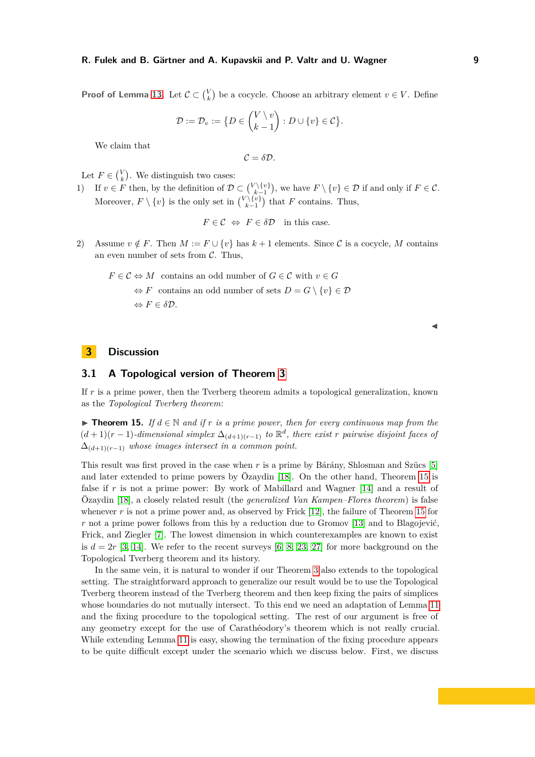**Proof of Lemma 13.** Let $\mathcal{C} \subset \binom{V}{k}$ be a cocycle. Choose an arbitrary element $v \in V$. Define

$$\mathcal{D} := \mathcal{D}_v := \{D \in \binom{V \setminus v}{k-1} : D \cup \{v\} \in \mathcal{C}\}.$$

We claim that

$$\mathcal{C} = \delta\mathcal{D}.$$

Let $F \in \binom{V}{k}$. We distinguish two cases:

1) If $v \in F$ then, by the definition of $\mathcal{D} \subset \binom{V \setminus \{v\}}{k-1}$, we have $F \setminus \{v\} \in \mathcal{D}$ if and only if $F \in \mathcal{C}$. Moreover, $F \setminus \{v\}$ is the only set in $\binom{V \setminus \{v\}}{k-1}$ that $F$ contains. Thus,

$$F \in \mathcal{C} \;\Leftrightarrow\; F \in \delta\mathcal{D} \quad \text{in this case.}$$

2) Assume $v \notin F$. Then $M := F \cup \{v\}$ has $k+1$ elements. Since $\mathcal{C}$ is a cocycle, $M$ contains an even number of sets from $\mathcal{C}$. Thus,

$$\begin{aligned} F \in \mathcal{C} &\Leftrightarrow M \text{ contains an odd number of } G \in \mathcal{C} \text{ with } v \in G \\ &\Leftrightarrow F \text{ contains an odd number of sets } D = G \setminus \{v\} \in \mathcal{D} \\ &\Leftrightarrow F \in \delta\mathcal{D}. \end{aligned}$$

◀

## 3 Discussion

### 3.1 A Topological version of Theorem 3

If $r$ is a prime power, then the Tverberg theorem admits a topological generalization, known as the *Topological Tverberg theorem*:

▶ **Theorem 15.** *If $d \in \mathbb{N}$ and if $r$ is a prime power, then for every continuous map from the $(d+1)(r-1)$-dimensional simplex $\Delta_{(d+1)(r-1)}$ to $\mathbb{R}^d$, there exist $r$ pairwise disjoint faces of $\Delta_{(d+1)(r-1)}$ whose images intersect in a common point.*

This result was first proved in the case when $r$ is a prime by Bárány, Shlosman and Szücs [5] and later extended to prime powers by Özaydin [18]. On the other hand, Theorem 15 is false if $r$ is not a prime power: By work of Mabillard and Wagner [14] and a result of Özaydin [18], a closely related result (the *generalized Van Kampen–Flores theorem*) is false whenever $r$ is not a prime power and, as observed by Frick [12], the failure of Theorem 15 for $r$ not a prime power follows from this by a reduction due to Gromov [13] and to Blagojević, Frick, and Ziegler [7]. The lowest dimension in which counterexamples are known to exist is $d = 2r$ [3, 14]. We refer to the recent surveys [6, 8, 23, 27] for more background on the Topological Tverberg theorem and its history.

In the same vein, it is natural to wonder if our Theorem 3 also extends to the topological setting. The straightforward approach to generalize our result would be to use the Topological Tverberg theorem instead of the Tverberg theorem and then keep fixing the pairs of simplices whose boundaries do not mutually intersect. To this end we need an adaptation of Lemma 11 and the fixing procedure to the topological setting. The rest of our argument is free of any geometry except for the use of Carathéodory's theorem which is not really crucial. While extending Lemma 11 is easy, showing the termination of the fixing procedure appears to be quite difficult except under the scenario which we discuss below. First, we discuss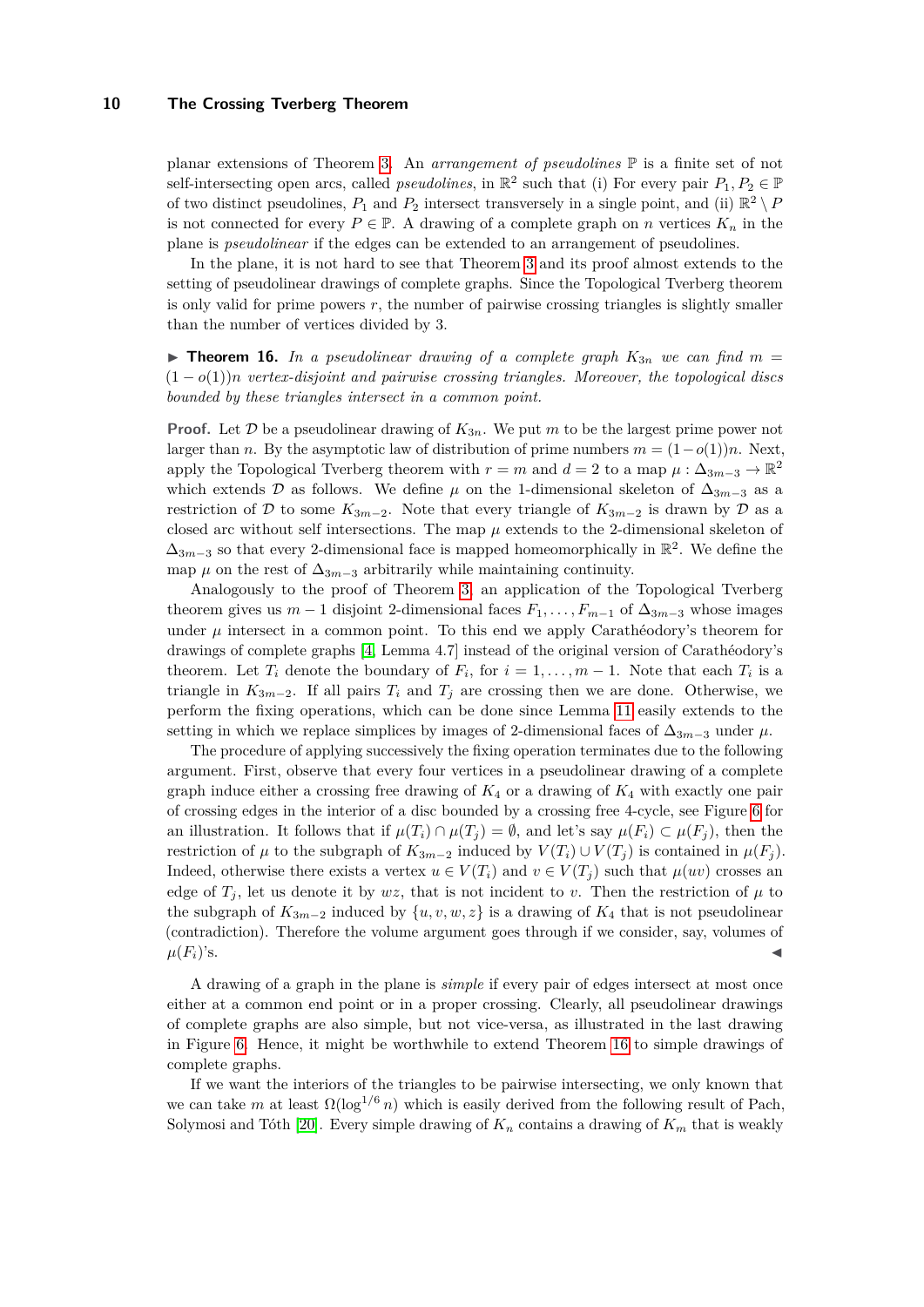planar extensions of Theorem 3. An *arrangement of pseudolines* $\mathbb{P}$ is a finite set of not self-intersecting open arcs, called *pseudolines*, in $\mathbb{R}^2$ such that (i) For every pair $P_1, P_2 \in \mathbb{P}$ of two distinct pseudolines, $P_1$ and $P_2$ intersect transversely in a single point, and (ii) $\mathbb{R}^2 \setminus P$ is not connected for every $P \in \mathbb{P}$. A drawing of a complete graph $K_n$ on $n$ vertices in the plane is *pseudolinear* if the edges can be extended to an arrangement of pseudolines.

In the plane, it is not hard to see that Theorem 3 and its proof almost extends to the setting of pseudolinear drawings of complete graphs. Since the Topological Tverberg theorem is only valid for prime powers $r$, the number of pairwise crossing triangles is slightly smaller than the number of vertices divided by 3.

▶ **Theorem 16.** *In a pseudolinear drawing of a complete graph $K_{3n}$ we can find $m = (1 - o(1))n$ vertex-disjoint and pairwise crossing triangles. Moreover, the topological discs bounded by these triangles intersect in a common point.*

**Proof.** Let $\mathcal{D}$ be a pseudolinear drawing of $K_{3n}$. We put $m$ to be the largest prime power not larger than $n$. By the asymptotic law of distribution of prime numbers $m = (1-o(1))n$. Next, apply the Topological Tverberg theorem with $r = m$ and $d = 2$ to a map $\mu : \Delta_{3m-3} \to \mathbb{R}^2$ which extends $\mathcal{D}$ as follows. We define $\mu$ on the 1-dimensional skeleton of $\Delta_{3m-3}$ as a restriction of $\mathcal{D}$ to some $K_{3m-2}$. Note that every triangle of $K_{3m-2}$ is drawn by $\mathcal{D}$ as a closed arc without self intersections. The map $\mu$ extends to the 2-dimensional skeleton of $\Delta_{3m-3}$ so that every 2-dimensional face is mapped homeomorphically in $\mathbb{R}^2$. We define the map $\mu$ on the rest of $\Delta_{3m-3}$ arbitrarily while maintaining continuity.

Analogously to the proof of Theorem 3, an application of the Topological Tverberg theorem gives us $m-1$ disjoint 2-dimensional faces $F_1, \ldots, F_{m-1}$ of $\Delta_{3m-3}$ whose images under $\mu$ intersect in a common point. To this end we apply Carathéodory's theorem for drawings of complete graphs [4, Lemma 4.7] instead of the original version of Carathéodory's theorem. Let $T_i$ denote the boundary of $F_i$, for $i = 1, \ldots, m-1$. Note that each $T_i$ is a triangle in $K_{3m-2}$. If all pairs $T_i$ and $T_j$ are crossing then we are done. Otherwise, we perform the fixing operations, which can be done since Lemma 11 easily extends to the setting in which we replace simplices by images of 2-dimensional faces of $\Delta_{3m-3}$ under $\mu$.

The procedure of applying successively the fixing operation terminates due to the following argument. First, observe that every four vertices in a pseudolinear drawing of a complete graph induce either a crossing free drawing of $K_4$ or a drawing of $K_4$ with exactly one pair of crossing edges in the interior of a disc bounded by a crossing free 4-cycle, see Figure 6 for an illustration. It follows that if $\mu(T_i) \cap \mu(T_j) = \emptyset$, and let's say $\mu(F_i) \subset \mu(F_j)$, then the restriction of $\mu$ to the subgraph of $K_{3m-2}$ induced by $V(T_i) \cup V(T_j)$ is contained in $\mu(F_j)$. Indeed, otherwise there exists a vertex $u \in V(T_i)$ and $v \in V(T_j)$ such that $\mu(uv)$ crosses an edge of $T_j$, let us denote it by $wz$, that is not incident to $v$. Then the restriction of $\mu$ to the subgraph of $K_{3m-2}$ induced by $\{u, v, w, z\}$ is a drawing of $K_4$ that is not pseudolinear (contradiction). Therefore the volume argument goes through if we consider, say, volumes of $\mu(F_i)$'s. ◀

A drawing of a graph in the plane is *simple* if every pair of edges intersect at most once either at a common end point or in a proper crossing. Clearly, all pseudolinear drawings of complete graphs are also simple, but not vice-versa, as illustrated in the last drawing in Figure 6. Hence, it might be worthwhile to extend Theorem 16 to simple drawings of complete graphs.

If we want the interiors of the triangles to be pairwise intersecting, we only known that we can take $m$ at least $\Omega(\log^{1/6} n)$ which is easily derived from the following result of Pach, Solymosi and Tóth [20]. Every simple drawing of $K_n$ contains a drawing of $K_m$ that is weakly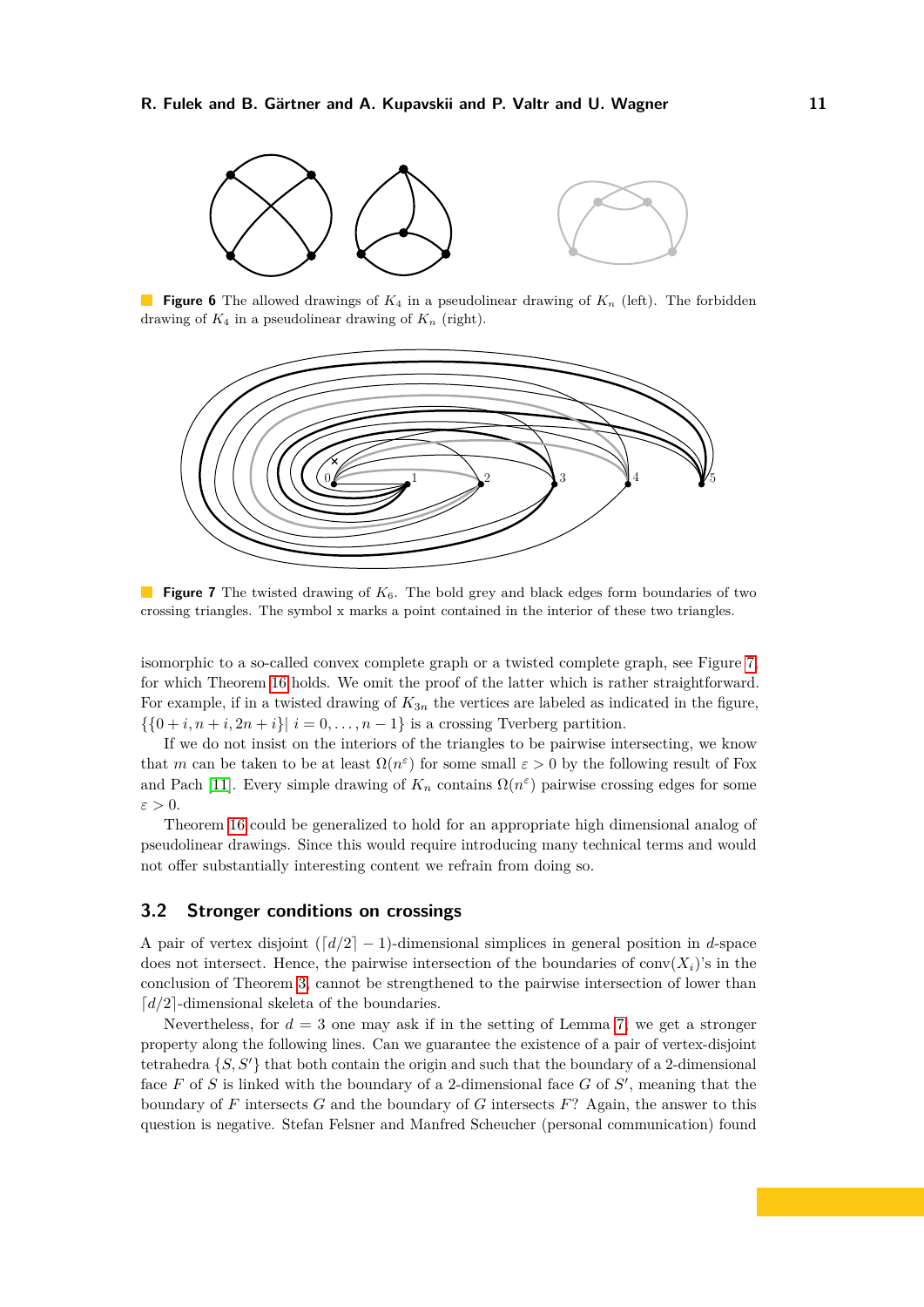**Figure 6** The allowed drawings of $K_4$ in a pseudolinear drawing of $K_n$ (left). The forbidden drawing of $K_4$ in a pseudolinear drawing of $K_n$ (right).

**Figure 7** The twisted drawing of $K_6$. The bold grey and black edges form boundaries of two crossing triangles. The symbol x marks a point contained in the interior of these two triangles.

isomorphic to a so-called convex complete graph or a twisted complete graph, see Figure 7, for which Theorem 16 holds. We omit the proof of the latter which is rather straightforward. For example, if in a twisted drawing of $K_{3n}$ the vertices are labeled as indicated in the figure, $\{\{0+i, n+i, 2n+i\} \mid i = 0, \ldots, n-1\}$ is a crossing Tverberg partition.

If we do not insist on the interiors of the triangles to be pairwise intersecting, we know that $m$ can be taken to be at least $\Omega(n^{\varepsilon})$ for some small $\varepsilon > 0$ by the following result of Fox and Pach [11]. Every simple drawing of $K_n$ contains $\Omega(n^{\varepsilon})$ pairwise crossing edges for some $\varepsilon > 0$.

Theorem 16 could be generalized to hold for an appropriate high dimensional analog of pseudolinear drawings. Since this would require introducing many technical terms and would not offer substantially interesting content we refrain from doing so.

## 3.2 Stronger conditions on crossings

A pair of vertex disjoint $(\lceil d/2 \rceil - 1)$-dimensional simplices in general position in $d$-space does not intersect. Hence, the pairwise intersection of the boundaries of $\mathrm{conv}(X_i)$'s in the conclusion of Theorem 3, cannot be strengthened to the pairwise intersection of lower than $\lceil d/2 \rceil$-dimensional skeleta of the boundaries.

Nevertheless, for $d = 3$ one may ask if in the setting of Lemma 7, we get a stronger property along the following lines. Can we guarantee the existence of a pair of vertex-disjoint tetrahedra $\{S, S'\}$ that both contain the origin and such that the boundary of a 2-dimensional face $F$ of $S$ is linked with the boundary of a 2-dimensional face $G$ of $S'$, meaning that the boundary of $F$ intersects $G$ and the boundary of $G$ intersects $F$? Again, the answer to this question is negative. Stefan Felsner and Manfred Scheucher (personal communication) found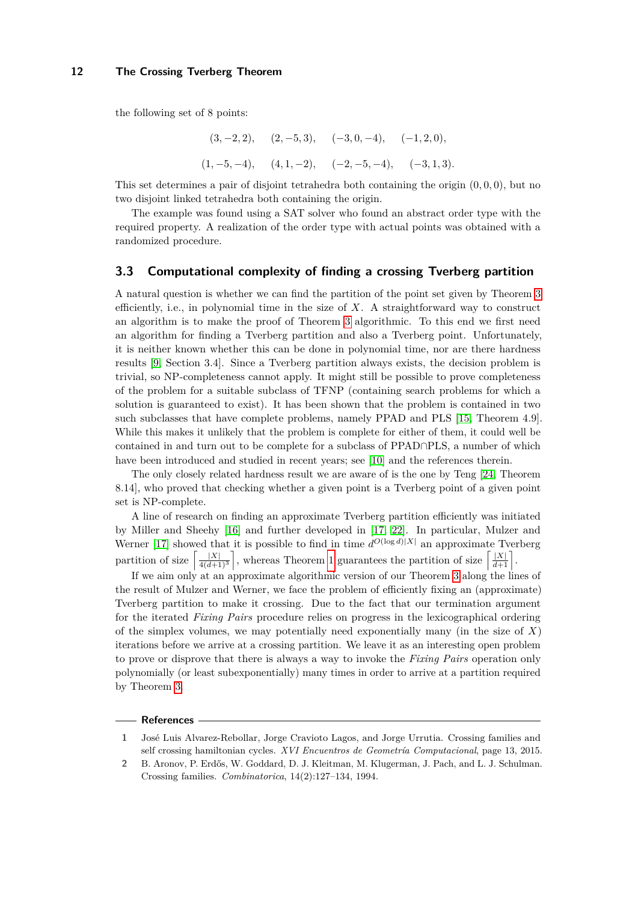the following set of 8 points:

$$(3,-2,2),\quad (2,-5,3),\quad (-3,0,-4),\quad (-1,2,0),$$

$$(1,-5,-4),\quad (4,1,-2),\quad (-2,-5,-4),\quad (-3,1,3).$$

This set determines a pair of disjoint tetrahedra both containing the origin $(0,0,0)$, but no two disjoint linked tetrahedra both containing the origin.

The example was found using a SAT solver who found an abstract order type with the required property. A realization of the order type with actual points was obtained with a randomized procedure.

## 3.3 Computational complexity of finding a crossing Tverberg partition

A natural question is whether we can find the partition of the point set given by Theorem 3 efficiently, i.e., in polynomial time in the size of $X$. A straightforward way to construct an algorithm is to make the proof of Theorem 3 algorithmic. To this end we first need an algorithm for finding a Tverberg partition and also a Tverberg point. Unfortunately, it is neither known whether this can be done in polynomial time, nor are there hardness results [9, Section 3.4]. Since a Tverberg partition always exists, the decision problem is trivial, so NP-completeness cannot apply. It might still be possible to prove completeness of the problem for a suitable subclass of TFNP (containing search problems for which a solution is guaranteed to exist). It has been shown that the problem is contained in two such subclasses that have complete problems, namely PPAD and PLS [15, Theorem 4.9]. While this makes it unlikely that the problem is complete for either of them, it could well be contained in and turn out to be complete for a subclass of PPAD∩PLS, a number of which have been introduced and studied in recent years; see [10] and the references therein.

The only closely related hardness result we are aware of is the one by Teng [24, Theorem 8.14], who proved that checking whether a given point is a Tverberg point of a given point set is NP-complete.

A line of research on finding an approximate Tverberg partition efficiently was initiated by Miller and Sheehy [16] and further developed in [17, 22]. In particular, Mulzer and Werner [17] showed that it is possible to find in time $d^{O(\log d)|X|}$ an approximate Tverberg partition of size $\left\lceil \frac{|X|}{4(d+1)^3} \right\rceil$, whereas Theorem 1 guarantees the partition of size $\left\lceil \frac{|X|}{d+1} \right\rceil$.

If we aim only at an approximate algorithmic version of our Theorem 3 along the lines of the result of Mulzer and Werner, we face the problem of efficiently fixing an (approximate) Tverberg partition to make it crossing. Due to the fact that our termination argument for the iterated *Fixing Pairs* procedure relies on progress in the lexicographical ordering of the simplex volumes, we may potentially need exponentially many (in the size of $X$) iterations before we arrive at a crossing partition. We leave it as an interesting open problem to prove or disprove that there is always a way to invoke the *Fixing Pairs* operation only polynomially (or least subexponentially) many times in order to arrive at a partition required by Theorem 3.

## References

1. José Luis Alvarez-Rebollar, Jorge Cravioto Lagos, and Jorge Urrutia. Crossing families and self crossing hamiltonian cycles. *XVI Encuentros de Geometría Computacional*, page 13, 2015.
2. B. Aronov, P. Erdős, W. Goddard, D. J. Kleitman, M. Klugerman, J. Pach, and L. J. Schulman. Crossing families. *Combinatorica*, 14(2):127–134, 1994.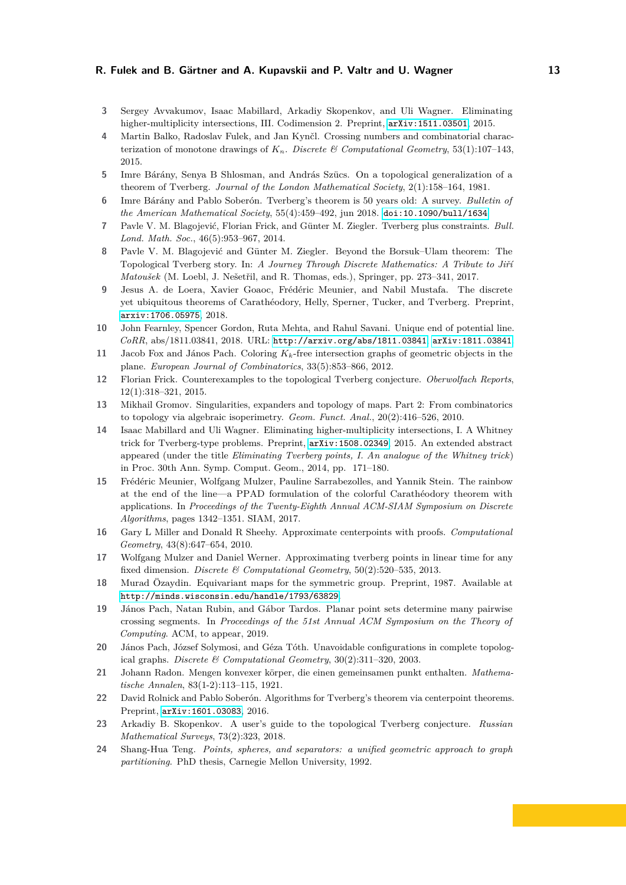3. Sergey Avvakumov, Isaac Mabillard, Arkadiy Skopenkov, and Uli Wagner. Eliminating higher-multiplicity intersections, III. Codimension 2. Preprint, arXiv:1511.03501, 2015.
4. Martin Balko, Radoslav Fulek, and Jan Kynčl. Crossing numbers and combinatorial characterization of monotone drawings of $K_n$. *Discrete & Computational Geometry*, 53(1):107–143, 2015.
5. Imre Bárány, Senya B Shlosman, and András Szücs. On a topological generalization of a theorem of Tverberg. *Journal of the London Mathematical Society*, 2(1):158–164, 1981.
6. Imre Bárány and Pablo Soberón. Tverberg's theorem is 50 years old: A survey. *Bulletin of the American Mathematical Society*, 55(4):459–492, jun 2018. doi:10.1090/bull/1634.
7. Pavle V. M. Blagojević, Florian Frick, and Günter M. Ziegler. Tverberg plus constraints. *Bull. Lond. Math. Soc.*, 46(5):953–967, 2014.
8. Pavle V. M. Blagojević and Günter M. Ziegler. Beyond the Borsuk–Ulam theorem: The Topological Tverberg story. In: *A Journey Through Discrete Mathematics: A Tribute to Jiří Matoušek* (M. Loebl, J. Nešetřil, and R. Thomas, eds.), Springer, pp. 273–341, 2017.
9. Jesus A. de Loera, Xavier Goaoc, Frédéric Meunier, and Nabil Mustafa. The discrete yet ubiquitous theorems of Carathéodory, Helly, Sperner, Tucker, and Tverberg. Preprint, arxiv:1706.05975, 2018.
10. John Fearnley, Spencer Gordon, Ruta Mehta, and Rahul Savani. Unique end of potential line. *CoRR*, abs/1811.03841, 2018. URL: http://arxiv.org/abs/1811.03841, arXiv:1811.03841.
11. Jacob Fox and János Pach. Coloring $K_k$-free intersection graphs of geometric objects in the plane. *European Journal of Combinatorics*, 33(5):853–866, 2012.
12. Florian Frick. Counterexamples to the topological Tverberg conjecture. *Oberwolfach Reports*, 12(1):318–321, 2015.
13. Mikhail Gromov. Singularities, expanders and topology of maps. Part 2: From combinatorics to topology via algebraic isoperimetry. *Geom. Funct. Anal.*, 20(2):416–526, 2010.
14. Isaac Mabillard and Uli Wagner. Eliminating higher-multiplicity intersections, I. A Whitney trick for Tverberg-type problems. Preprint, arXiv:1508.02349, 2015. An extended abstract appeared (under the title *Eliminating Tverberg points, I. An analogue of the Whitney trick*) in Proc. 30th Ann. Symp. Comput. Geom., 2014, pp. 171–180.
15. Frédéric Meunier, Wolfgang Mulzer, Pauline Sarrabezolles, and Yannik Stein. The rainbow at the end of the line—a PPAD formulation of the colorful Carathéodory theorem with applications. In *Proceedings of the Twenty-Eighth Annual ACM-SIAM Symposium on Discrete Algorithms*, pages 1342–1351. SIAM, 2017.
16. Gary L Miller and Donald R Sheehy. Approximate centerpoints with proofs. *Computational Geometry*, 43(8):647–654, 2010.
17. Wolfgang Mulzer and Daniel Werner. Approximating tverberg points in linear time for any fixed dimension. *Discrete & Computational Geometry*, 50(2):520–535, 2013.
18. Murad Özaydin. Equivariant maps for the symmetric group. Preprint, 1987. Available at http://minds.wisconsin.edu/handle/1793/63829.
19. János Pach, Natan Rubin, and Gábor Tardos. Planar point sets determine many pairwise crossing segments. In *Proceedings of the 51st Annual ACM Symposium on the Theory of Computing*. ACM, to appear, 2019.
20. János Pach, József Solymosi, and Géza Tóth. Unavoidable configurations in complete topological graphs. *Discrete & Computational Geometry*, 30(2):311–320, 2003.
21. Johann Radon. Mengen konvexer körper, die einen gemeinsamen punkt enthalten. *Mathematische Annalen*, 83(1-2):113–115, 1921.
22. David Rolnick and Pablo Soberón. Algorithms for Tverberg's theorem via centerpoint theorems. Preprint, arXiv:1601.03083, 2016.
23. Arkadiy B. Skopenkov. A user's guide to the topological Tverberg conjecture. *Russian Mathematical Surveys*, 73(2):323, 2018.
24. Shang-Hua Teng. *Points, spheres, and separators: a unified geometric approach to graph partitioning*. PhD thesis, Carnegie Mellon University, 1992.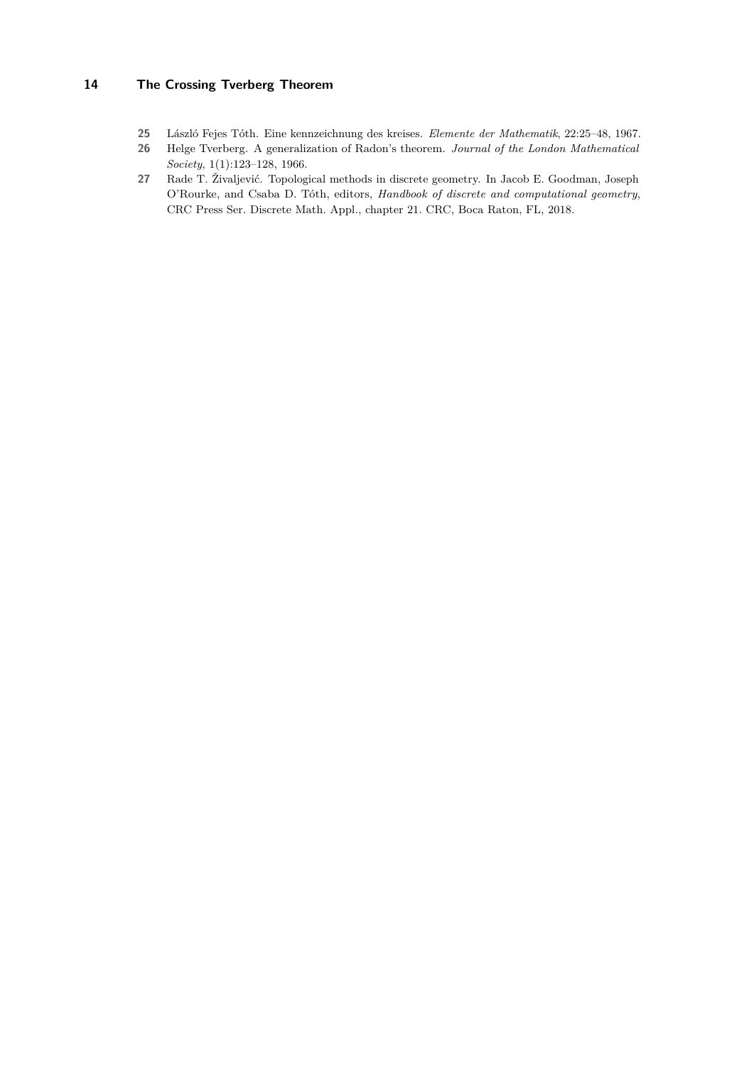25 László Fejes Tóth. Eine kennzeichnung des kreises. *Elemente der Mathematik*, 22:25–48, 1967.

26 Helge Tverberg. A generalization of Radon's theorem. *Journal of the London Mathematical Society*, 1(1):123–128, 1966.

27 Rade T. Živaljević. Topological methods in discrete geometry. In Jacob E. Goodman, Joseph O'Rourke, and Csaba D. Tóth, editors, *Handbook of discrete and computational geometry*, CRC Press Ser. Discrete Math. Appl., chapter 21. CRC, Boca Raton, FL, 2018.